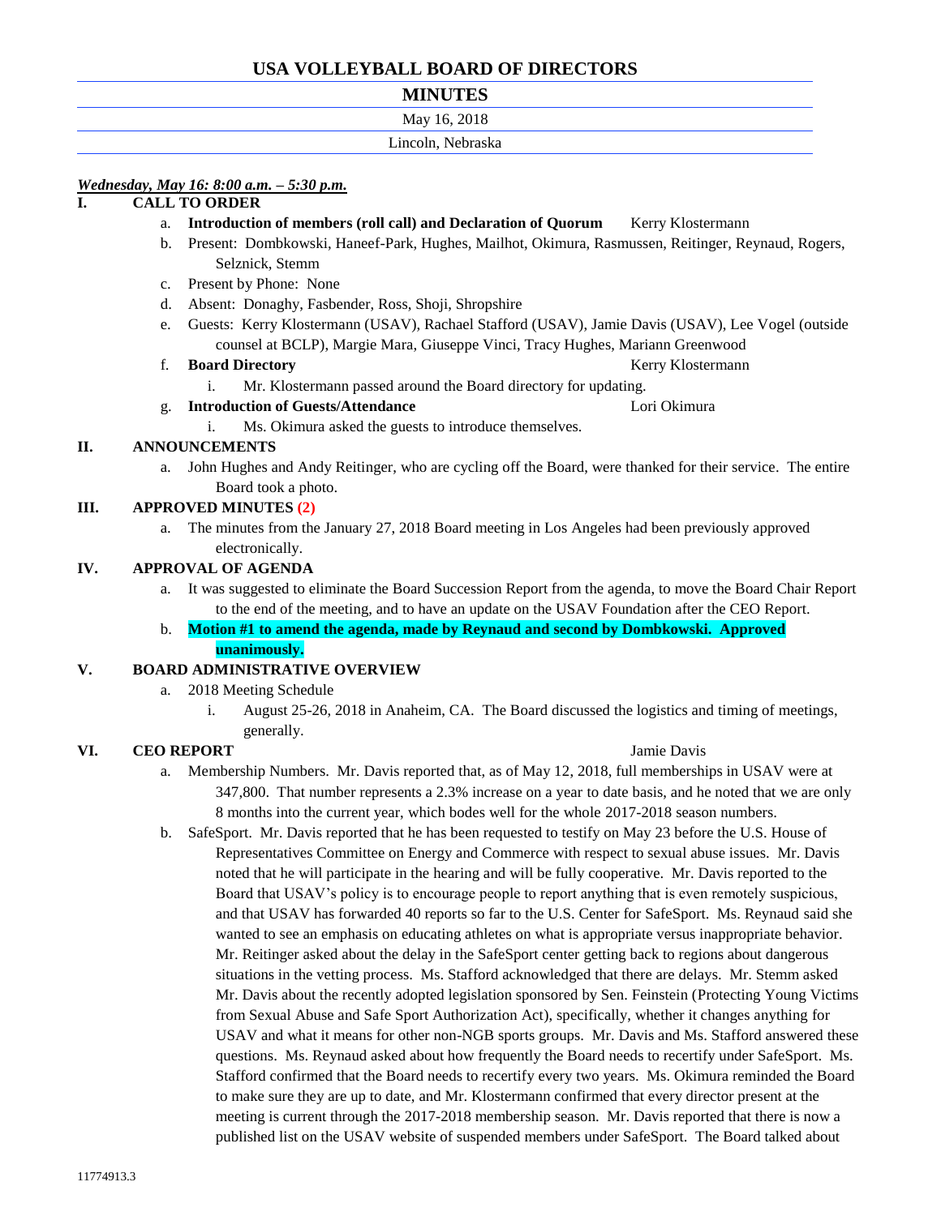# USA VOLLEYBALL BOARD OF DIRECTORS

## MINUTES

May 16, 2018

Lincoln, Nebraska

***Wednesday, May 16: 8:00 a.m. – 5:30 p.m.***

**I. CALL TO ORDER**

a. **Introduction of members (roll call) and Declaration of Quorum** Kerry Klostermann

b. Present: Dombkowski, Haneef-Park, Hughes, Mailhot, Okimura, Rasmussen, Reitinger, Reynaud, Rogers, Selznick, Stemm

c. Present by Phone: None

d. Absent: Donaghy, Fasbender, Ross, Shoji, Shropshire

e. Guests: Kerry Klostermann (USAV), Rachael Stafford (USAV), Jamie Davis (USAV), Lee Vogel (outside counsel at BCLP), Margie Mara, Giuseppe Vinci, Tracy Hughes, Mariann Greenwood

f. **Board Directory** Kerry Klostermann

i. Mr. Klostermann passed around the Board directory for updating.

g. **Introduction of Guests/Attendance** Lori Okimura

i. Ms. Okimura asked the guests to introduce themselves.

**II. ANNOUNCEMENTS**

a. John Hughes and Andy Reitinger, who are cycling off the Board, were thanked for their service. The entire Board took a photo.

**III. APPROVED MINUTES (2)**

a. The minutes from the January 27, 2018 Board meeting in Los Angeles had been previously approved electronically.

**IV. APPROVAL OF AGENDA**

a. It was suggested to eliminate the Board Succession Report from the agenda, to move the Board Chair Report to the end of the meeting, and to have an update on the USAV Foundation after the CEO Report.

b. **Motion #1 to amend the agenda, made by Reynaud and second by Dombkowski. Approved unanimously.**

**V. BOARD ADMINISTRATIVE OVERVIEW**

a. 2018 Meeting Schedule

i. August 25-26, 2018 in Anaheim, CA. The Board discussed the logistics and timing of meetings, generally.

**VI. CEO REPORT** Jamie Davis

a. Membership Numbers. Mr. Davis reported that, as of May 12, 2018, full memberships in USAV were at 347,800. That number represents a 2.3% increase on a year to date basis, and he noted that we are only 8 months into the current year, which bodes well for the whole 2017-2018 season numbers.

b. SafeSport. Mr. Davis reported that he has been requested to testify on May 23 before the U.S. House of Representatives Committee on Energy and Commerce with respect to sexual abuse issues. Mr. Davis noted that he will participate in the hearing and will be fully cooperative. Mr. Davis reported to the Board that USAV's policy is to encourage people to report anything that is even remotely suspicious, and that USAV has forwarded 40 reports so far to the U.S. Center for SafeSport. Ms. Reynaud said she wanted to see an emphasis on educating athletes on what is appropriate versus inappropriate behavior. Mr. Reitinger asked about the delay in the SafeSport center getting back to regions about dangerous situations in the vetting process. Ms. Stafford acknowledged that there are delays. Mr. Stemm asked Mr. Davis about the recently adopted legislation sponsored by Sen. Feinstein (Protecting Young Victims from Sexual Abuse and Safe Sport Authorization Act), specifically, whether it changes anything for USAV and what it means for other non-NGB sports groups. Mr. Davis and Ms. Stafford answered these questions. Ms. Reynaud asked about how frequently the Board needs to recertify under SafeSport. Ms. Stafford confirmed that the Board needs to recertify every two years. Ms. Okimura reminded the Board to make sure they are up to date, and Mr. Klostermann confirmed that every director present at the meeting is current through the 2017-2018 membership season. Mr. Davis reported that there is now a published list on the USAV website of suspended members under SafeSport. The Board talked about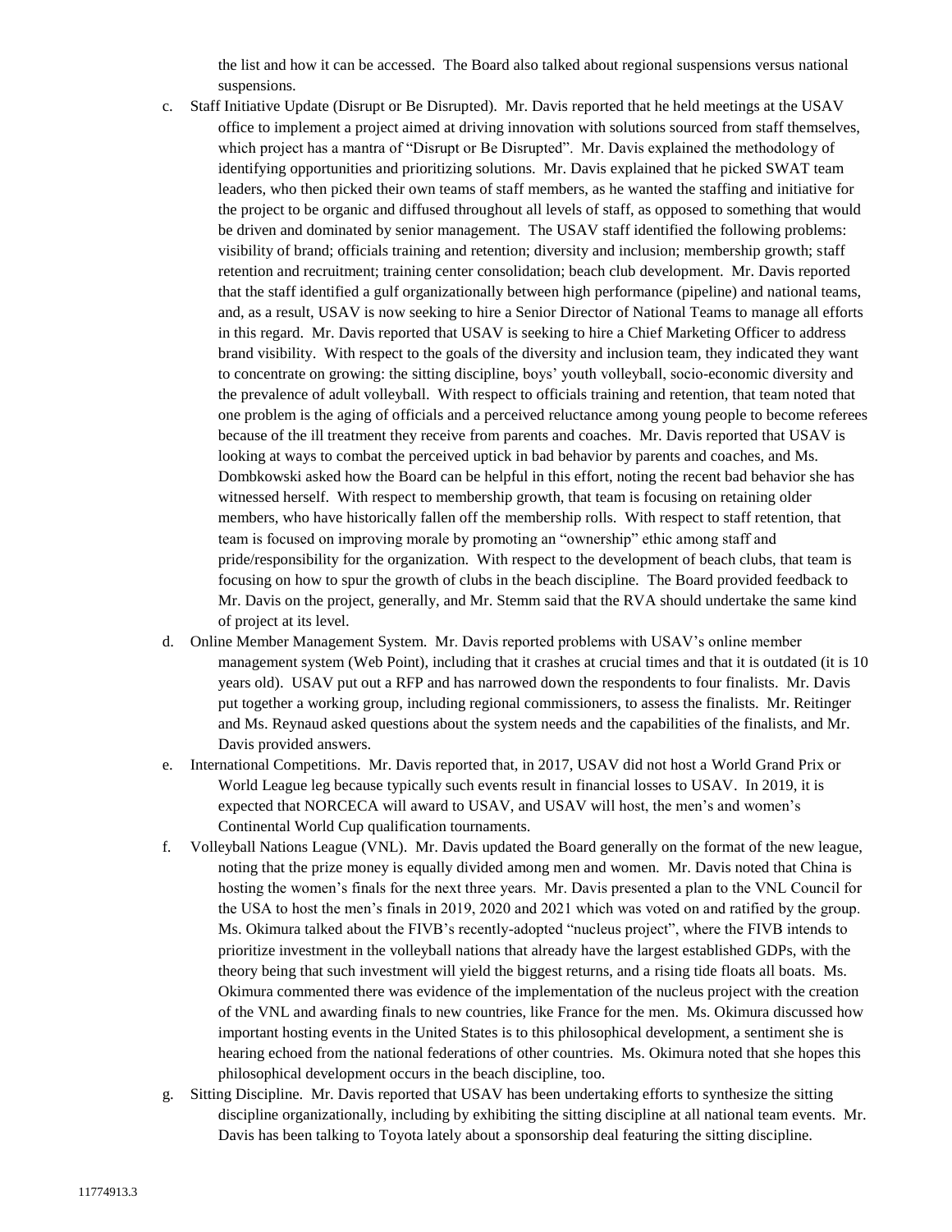the list and how it can be accessed. The Board also talked about regional suspensions versus national suspensions.

c. Staff Initiative Update (Disrupt or Be Disrupted). Mr. Davis reported that he held meetings at the USAV office to implement a project aimed at driving innovation with solutions sourced from staff themselves, which project has a mantra of "Disrupt or Be Disrupted". Mr. Davis explained the methodology of identifying opportunities and prioritizing solutions. Mr. Davis explained that he picked SWAT team leaders, who then picked their own teams of staff members, as he wanted the staffing and initiative for the project to be organic and diffused throughout all levels of staff, as opposed to something that would be driven and dominated by senior management. The USAV staff identified the following problems: visibility of brand; officials training and retention; diversity and inclusion; membership growth; staff retention and recruitment; training center consolidation; beach club development. Mr. Davis reported that the staff identified a gulf organizationally between high performance (pipeline) and national teams, and, as a result, USAV is now seeking to hire a Senior Director of National Teams to manage all efforts in this regard. Mr. Davis reported that USAV is seeking to hire a Chief Marketing Officer to address brand visibility. With respect to the goals of the diversity and inclusion team, they indicated they want to concentrate on growing: the sitting discipline, boys' youth volleyball, socio-economic diversity and the prevalence of adult volleyball. With respect to officials training and retention, that team noted that one problem is the aging of officials and a perceived reluctance among young people to become referees because of the ill treatment they receive from parents and coaches. Mr. Davis reported that USAV is looking at ways to combat the perceived uptick in bad behavior by parents and coaches, and Ms. Dombkowski asked how the Board can be helpful in this effort, noting the recent bad behavior she has witnessed herself. With respect to membership growth, that team is focusing on retaining older members, who have historically fallen off the membership rolls. With respect to staff retention, that team is focused on improving morale by promoting an "ownership" ethic among staff and pride/responsibility for the organization. With respect to the development of beach clubs, that team is focusing on how to spur the growth of clubs in the beach discipline. The Board provided feedback to Mr. Davis on the project, generally, and Mr. Stemm said that the RVA should undertake the same kind of project at its level.

d. Online Member Management System. Mr. Davis reported problems with USAV's online member management system (Web Point), including that it crashes at crucial times and that it is outdated (it is 10 years old). USAV put out a RFP and has narrowed down the respondents to four finalists. Mr. Davis put together a working group, including regional commissioners, to assess the finalists. Mr. Reitinger and Ms. Reynaud asked questions about the system needs and the capabilities of the finalists, and Mr. Davis provided answers.

e. International Competitions. Mr. Davis reported that, in 2017, USAV did not host a World Grand Prix or World League leg because typically such events result in financial losses to USAV. In 2019, it is expected that NORCECA will award to USAV, and USAV will host, the men's and women's Continental World Cup qualification tournaments.

f. Volleyball Nations League (VNL). Mr. Davis updated the Board generally on the format of the new league, noting that the prize money is equally divided among men and women. Mr. Davis noted that China is hosting the women's finals for the next three years. Mr. Davis presented a plan to the VNL Council for the USA to host the men's finals in 2019, 2020 and 2021 which was voted on and ratified by the group. Ms. Okimura talked about the FIVB's recently-adopted "nucleus project", where the FIVB intends to prioritize investment in the volleyball nations that already have the largest established GDPs, with the theory being that such investment will yield the biggest returns, and a rising tide floats all boats. Ms. Okimura commented there was evidence of the implementation of the nucleus project with the creation of the VNL and awarding finals to new countries, like France for the men. Ms. Okimura discussed how important hosting events in the United States is to this philosophical development, a sentiment she is hearing echoed from the national federations of other countries. Ms. Okimura noted that she hopes this philosophical development occurs in the beach discipline, too.

g. Sitting Discipline. Mr. Davis reported that USAV has been undertaking efforts to synthesize the sitting discipline organizationally, including by exhibiting the sitting discipline at all national team events. Mr. Davis has been talking to Toyota lately about a sponsorship deal featuring the sitting discipline.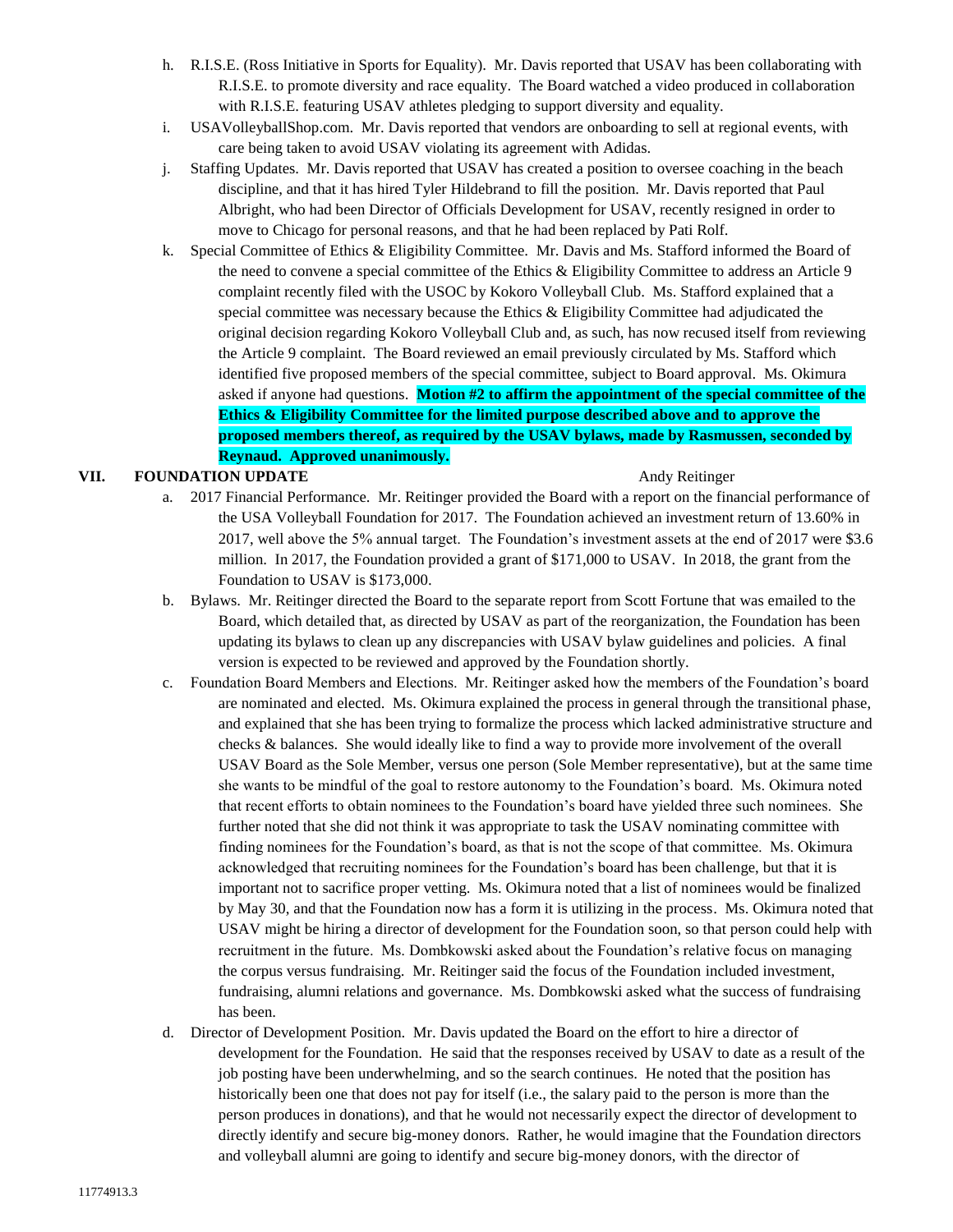h. R.I.S.E. (Ross Initiative in Sports for Equality). Mr. Davis reported that USAV has been collaborating with R.I.S.E. to promote diversity and race equality. The Board watched a video produced in collaboration with R.I.S.E. featuring USAV athletes pledging to support diversity and equality.

i. USAVolleyballShop.com. Mr. Davis reported that vendors are onboarding to sell at regional events, with care being taken to avoid USAV violating its agreement with Adidas.

j. Staffing Updates. Mr. Davis reported that USAV has created a position to oversee coaching in the beach discipline, and that it has hired Tyler Hildebrand to fill the position. Mr. Davis reported that Paul Albright, who had been Director of Officials Development for USAV, recently resigned in order to move to Chicago for personal reasons, and that he had been replaced by Pati Rolf.

k. Special Committee of Ethics & Eligibility Committee. Mr. Davis and Ms. Stafford informed the Board of the need to convene a special committee of the Ethics & Eligibility Committee to address an Article 9 complaint recently filed with the USOC by Kokoro Volleyball Club. Ms. Stafford explained that a special committee was necessary because the Ethics & Eligibility Committee had adjudicated the original decision regarding Kokoro Volleyball Club and, as such, has now recused itself from reviewing the Article 9 complaint. The Board reviewed an email previously circulated by Ms. Stafford which identified five proposed members of the special committee, subject to Board approval. Ms. Okimura asked if anyone had questions. **Motion #2 to affirm the appointment of the special committee of the Ethics & Eligibility Committee for the limited purpose described above and to approve the proposed members thereof, as required by the USAV bylaws, made by Rasmussen, seconded by Reynaud. Approved unanimously.**

## VII. FOUNDATION UPDATE — Andy Reitinger

a. 2017 Financial Performance. Mr. Reitinger provided the Board with a report on the financial performance of the USA Volleyball Foundation for 2017. The Foundation achieved an investment return of 13.60% in 2017, well above the 5% annual target. The Foundation's investment assets at the end of 2017 were $3.6 million. In 2017, the Foundation provided a grant of $171,000 to USAV. In 2018, the grant from the Foundation to USAV is $173,000.

b. Bylaws. Mr. Reitinger directed the Board to the separate report from Scott Fortune that was emailed to the Board, which detailed that, as directed by USAV as part of the reorganization, the Foundation has been updating its bylaws to clean up any discrepancies with USAV bylaw guidelines and policies. A final version is expected to be reviewed and approved by the Foundation shortly.

c. Foundation Board Members and Elections. Mr. Reitinger asked how the members of the Foundation's board are nominated and elected. Ms. Okimura explained the process in general through the transitional phase, and explained that she has been trying to formalize the process which lacked administrative structure and checks & balances. She would ideally like to find a way to provide more involvement of the overall USAV Board as the Sole Member, versus one person (Sole Member representative), but at the same time she wants to be mindful of the goal to restore autonomy to the Foundation's board. Ms. Okimura noted that recent efforts to obtain nominees to the Foundation's board have yielded three such nominees. She further noted that she did not think it was appropriate to task the USAV nominating committee with finding nominees for the Foundation's board, as that is not the scope of that committee. Ms. Okimura acknowledged that recruiting nominees for the Foundation's board has been challenge, but that it is important not to sacrifice proper vetting. Ms. Okimura noted that a list of nominees would be finalized by May 30, and that the Foundation now has a form it is utilizing in the process. Ms. Okimura noted that USAV might be hiring a director of development for the Foundation soon, so that person could help with recruitment in the future. Ms. Dombkowski asked about the Foundation's relative focus on managing the corpus versus fundraising. Mr. Reitinger said the focus of the Foundation included investment, fundraising, alumni relations and governance. Ms. Dombkowski asked what the success of fundraising has been.

d. Director of Development Position. Mr. Davis updated the Board on the effort to hire a director of development for the Foundation. He said that the responses received by USAV to date as a result of the job posting have been underwhelming, and so the search continues. He noted that the position has historically been one that does not pay for itself (i.e., the salary paid to the person is more than the person produces in donations), and that he would not necessarily expect the director of development to directly identify and secure big-money donors. Rather, he would imagine that the Foundation directors and volleyball alumni are going to identify and secure big-money donors, with the director of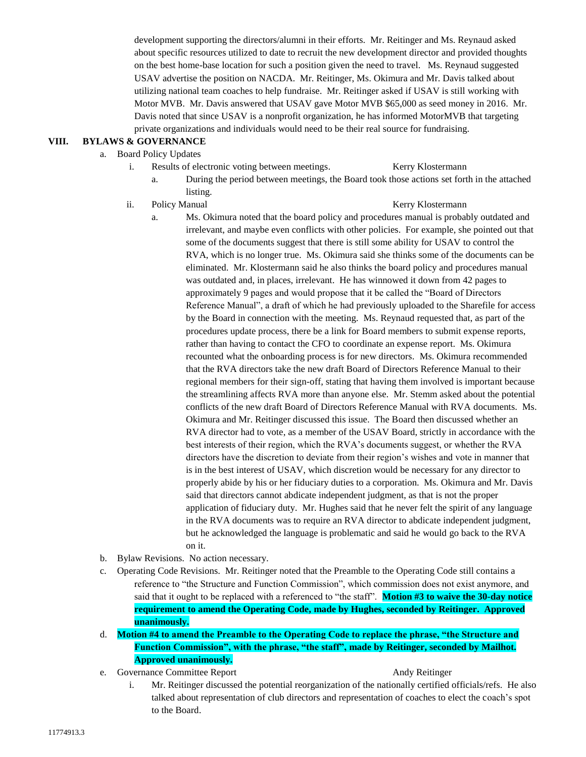development supporting the directors/alumni in their efforts. Mr. Reitinger and Ms. Reynaud asked about specific resources utilized to date to recruit the new development director and provided thoughts on the best home-base location for such a position given the need to travel. Ms. Reynaud suggested USAV advertise the position on NACDA. Mr. Reitinger, Ms. Okimura and Mr. Davis talked about utilizing national team coaches to help fundraise. Mr. Reitinger asked if USAV is still working with Motor MVB. Mr. Davis answered that USAV gave Motor MVB $65,000 as seed money in 2016. Mr. Davis noted that since USAV is a nonprofit organization, he has informed MotorMVB that targeting private organizations and individuals would need to be their real source for fundraising.

## VIII. BYLAWS & GOVERNANCE

a. Board Policy Updates

i. Results of electronic voting between meetings. Kerry Klostermann

a. During the period between meetings, the Board took those actions set forth in the attached listing.

ii. Policy Manual Kerry Klostermann

a. Ms. Okimura noted that the board policy and procedures manual is probably outdated and irrelevant, and maybe even conflicts with other policies. For example, she pointed out that some of the documents suggest that there is still some ability for USAV to control the RVA, which is no longer true. Ms. Okimura said she thinks some of the documents can be eliminated. Mr. Klostermann said he also thinks the board policy and procedures manual was outdated and, in places, irrelevant. He has winnowed it down from 42 pages to approximately 9 pages and would propose that it be called the "Board of Directors Reference Manual", a draft of which he had previously uploaded to the Sharefile for access by the Board in connection with the meeting. Ms. Reynaud requested that, as part of the procedures update process, there be a link for Board members to submit expense reports, rather than having to contact the CFO to coordinate an expense report. Ms. Okimura recounted what the onboarding process is for new directors. Ms. Okimura recommended that the RVA directors take the new draft Board of Directors Reference Manual to their regional members for their sign-off, stating that having them involved is important because the streamlining affects RVA more than anyone else. Mr. Stemm asked about the potential conflicts of the new draft Board of Directors Reference Manual with RVA documents. Ms. Okimura and Mr. Reitinger discussed this issue. The Board then discussed whether an RVA director had to vote, as a member of the USAV Board, strictly in accordance with the best interests of their region, which the RVA's documents suggest, or whether the RVA directors have the discretion to deviate from their region's wishes and vote in manner that is in the best interest of USAV, which discretion would be necessary for any director to properly abide by his or her fiduciary duties to a corporation. Ms. Okimura and Mr. Davis said that directors cannot abdicate independent judgment, as that is not the proper application of fiduciary duty. Mr. Hughes said that he never felt the spirit of any language in the RVA documents was to require an RVA director to abdicate independent judgment, but he acknowledged the language is problematic and said he would go back to the RVA on it.

b. Bylaw Revisions. No action necessary.

c. Operating Code Revisions. Mr. Reitinger noted that the Preamble to the Operating Code still contains a reference to "the Structure and Function Commission", which commission does not exist anymore, and said that it ought to be replaced with a referenced to "the staff". **Motion #3 to waive the 30-day notice requirement to amend the Operating Code, made by Hughes, seconded by Reitinger. Approved unanimously.**

d. **Motion #4 to amend the Preamble to the Operating Code to replace the phrase, "the Structure and Function Commission", with the phrase, "the staff", made by Reitinger, seconded by Mailhot. Approved unanimously.**

e. Governance Committee Report Andy Reitinger

i. Mr. Reitinger discussed the potential reorganization of the nationally certified officials/refs. He also talked about representation of club directors and representation of coaches to elect the coach's spot to the Board.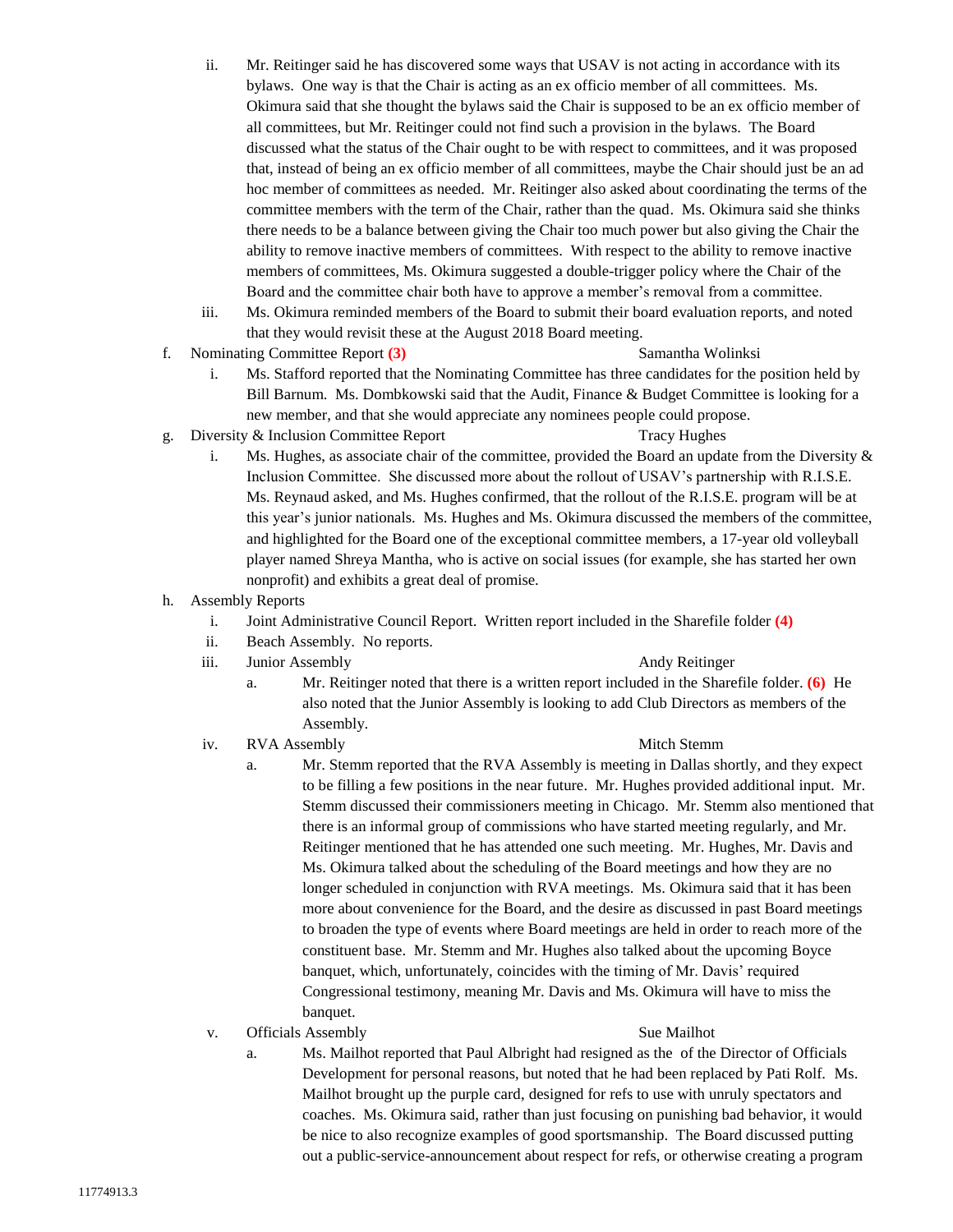ii. Mr. Reitinger said he has discovered some ways that USAV is not acting in accordance with its bylaws. One way is that the Chair is acting as an ex officio member of all committees. Ms. Okimura said that she thought the bylaws said the Chair is supposed to be an ex officio member of all committees, but Mr. Reitinger could not find such a provision in the bylaws. The Board discussed what the status of the Chair ought to be with respect to committees, and it was proposed that, instead of being an ex officio member of all committees, maybe the Chair should just be an ad hoc member of committees as needed. Mr. Reitinger also asked about coordinating the terms of the committee members with the term of the Chair, rather than the quad. Ms. Okimura said she thinks there needs to be a balance between giving the Chair too much power but also giving the Chair the ability to remove inactive members of committees. With respect to the ability to remove inactive members of committees, Ms. Okimura suggested a double-trigger policy where the Chair of the Board and the committee chair both have to approve a member's removal from a committee.

iii. Ms. Okimura reminded members of the Board to submit their board evaluation reports, and noted that they would revisit these at the August 2018 Board meeting.

f. Nominating Committee Report **(3)** — Samantha Wolinksi

i. Ms. Stafford reported that the Nominating Committee has three candidates for the position held by Bill Barnum. Ms. Dombkowski said that the Audit, Finance & Budget Committee is looking for a new member, and that she would appreciate any nominees people could propose.

g. Diversity & Inclusion Committee Report — Tracy Hughes

i. Ms. Hughes, as associate chair of the committee, provided the Board an update from the Diversity & Inclusion Committee. She discussed more about the rollout of USAV's partnership with R.I.S.E. Ms. Reynaud asked, and Ms. Hughes confirmed, that the rollout of the R.I.S.E. program will be at this year's junior nationals. Ms. Hughes and Ms. Okimura discussed the members of the committee, and highlighted for the Board one of the exceptional committee members, a 17-year old volleyball player named Shreya Mantha, who is active on social issues (for example, she has started her own nonprofit) and exhibits a great deal of promise.

h. Assembly Reports

i. Joint Administrative Council Report. Written report included in the Sharefile folder **(4)**

ii. Beach Assembly. No reports.

iii. Junior Assembly — Andy Reitinger

a. Mr. Reitinger noted that there is a written report included in the Sharefile folder. **(6)** He also noted that the Junior Assembly is looking to add Club Directors as members of the Assembly.

iv. RVA Assembly — Mitch Stemm

a. Mr. Stemm reported that the RVA Assembly is meeting in Dallas shortly, and they expect to be filling a few positions in the near future. Mr. Hughes provided additional input. Mr. Stemm discussed their commissioners meeting in Chicago. Mr. Stemm also mentioned that there is an informal group of commissions who have started meeting regularly, and Mr. Reitinger mentioned that he has attended one such meeting. Mr. Hughes, Mr. Davis and Ms. Okimura talked about the scheduling of the Board meetings and how they are no longer scheduled in conjunction with RVA meetings. Ms. Okimura said that it has been more about convenience for the Board, and the desire as discussed in past Board meetings to broaden the type of events where Board meetings are held in order to reach more of the constituent base. Mr. Stemm and Mr. Hughes also talked about the upcoming Boyce banquet, which, unfortunately, coincides with the timing of Mr. Davis' required Congressional testimony, meaning Mr. Davis and Ms. Okimura will have to miss the banquet.

v. Officials Assembly — Sue Mailhot

a. Ms. Mailhot reported that Paul Albright had resigned as the of the Director of Officials Development for personal reasons, but noted that he had been replaced by Pati Rolf. Ms. Mailhot brought up the purple card, designed for refs to use with unruly spectators and coaches. Ms. Okimura said, rather than just focusing on punishing bad behavior, it would be nice to also recognize examples of good sportsmanship. The Board discussed putting out a public-service-announcement about respect for refs, or otherwise creating a program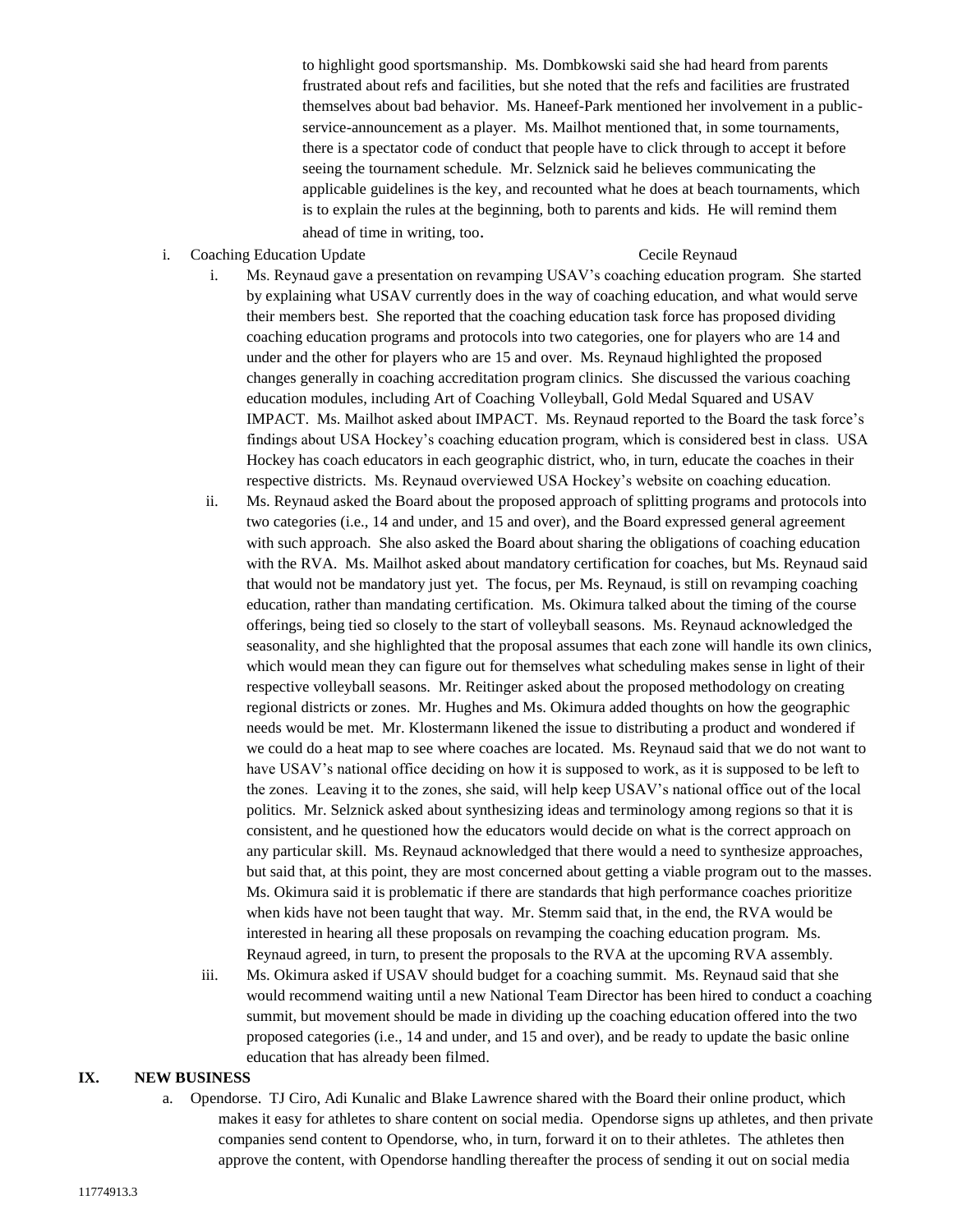to highlight good sportsmanship. Ms. Dombkowski said she had heard from parents frustrated about refs and facilities, but she noted that the refs and facilities are frustrated themselves about bad behavior. Ms. Haneef-Park mentioned her involvement in a public-service-announcement as a player. Ms. Mailhot mentioned that, in some tournaments, there is a spectator code of conduct that people have to click through to accept it before seeing the tournament schedule. Mr. Selznick said he believes communicating the applicable guidelines is the key, and recounted what he does at beach tournaments, which is to explain the rules at the beginning, both to parents and kids. He will remind them ahead of time in writing, too.

i. Coaching Education Update — Cecile Reynaud

i. Ms. Reynaud gave a presentation on revamping USAV's coaching education program. She started by explaining what USAV currently does in the way of coaching education, and what would serve their members best. She reported that the coaching education task force has proposed dividing coaching education programs and protocols into two categories, one for players who are 14 and under and the other for players who are 15 and over. Ms. Reynaud highlighted the proposed changes generally in coaching accreditation program clinics. She discussed the various coaching education modules, including Art of Coaching Volleyball, Gold Medal Squared and USAV IMPACT. Ms. Mailhot asked about IMPACT. Ms. Reynaud reported to the Board the task force's findings about USA Hockey's coaching education program, which is considered best in class. USA Hockey has coach educators in each geographic district, who, in turn, educate the coaches in their respective districts. Ms. Reynaud overviewed USA Hockey's website on coaching education.

ii. Ms. Reynaud asked the Board about the proposed approach of splitting programs and protocols into two categories (i.e., 14 and under, and 15 and over), and the Board expressed general agreement with such approach. She also asked the Board about sharing the obligations of coaching education with the RVA. Ms. Mailhot asked about mandatory certification for coaches, but Ms. Reynaud said that would not be mandatory just yet. The focus, per Ms. Reynaud, is still on revamping coaching education, rather than mandating certification. Ms. Okimura talked about the timing of the course offerings, being tied so closely to the start of volleyball seasons. Ms. Reynaud acknowledged the seasonality, and she highlighted that the proposal assumes that each zone will handle its own clinics, which would mean they can figure out for themselves what scheduling makes sense in light of their respective volleyball seasons. Mr. Reitinger asked about the proposed methodology on creating regional districts or zones. Mr. Hughes and Ms. Okimura added thoughts on how the geographic needs would be met. Mr. Klostermann likened the issue to distributing a product and wondered if we could do a heat map to see where coaches are located. Ms. Reynaud said that we do not want to have USAV's national office deciding on how it is supposed to work, as it is supposed to be left to the zones. Leaving it to the zones, she said, will help keep USAV's national office out of the local politics. Mr. Selznick asked about synthesizing ideas and terminology among regions so that it is consistent, and he questioned how the educators would decide on what is the correct approach on any particular skill. Ms. Reynaud acknowledged that there would a need to synthesize approaches, but said that, at this point, they are most concerned about getting a viable program out to the masses. Ms. Okimura said it is problematic if there are standards that high performance coaches prioritize when kids have not been taught that way. Mr. Stemm said that, in the end, the RVA would be interested in hearing all these proposals on revamping the coaching education program. Ms. Reynaud agreed, in turn, to present the proposals to the RVA at the upcoming RVA assembly.

iii. Ms. Okimura asked if USAV should budget for a coaching summit. Ms. Reynaud said that she would recommend waiting until a new National Team Director has been hired to conduct a coaching summit, but movement should be made in dividing up the coaching education offered into the two proposed categories (i.e., 14 and under, and 15 and over), and be ready to update the basic online education that has already been filmed.

## IX. NEW BUSINESS

a. Opendorse. TJ Ciro, Adi Kunalic and Blake Lawrence shared with the Board their online product, which makes it easy for athletes to share content on social media. Opendorse signs up athletes, and then private companies send content to Opendorse, who, in turn, forward it on to their athletes. The athletes then approve the content, with Opendorse handling thereafter the process of sending it out on social media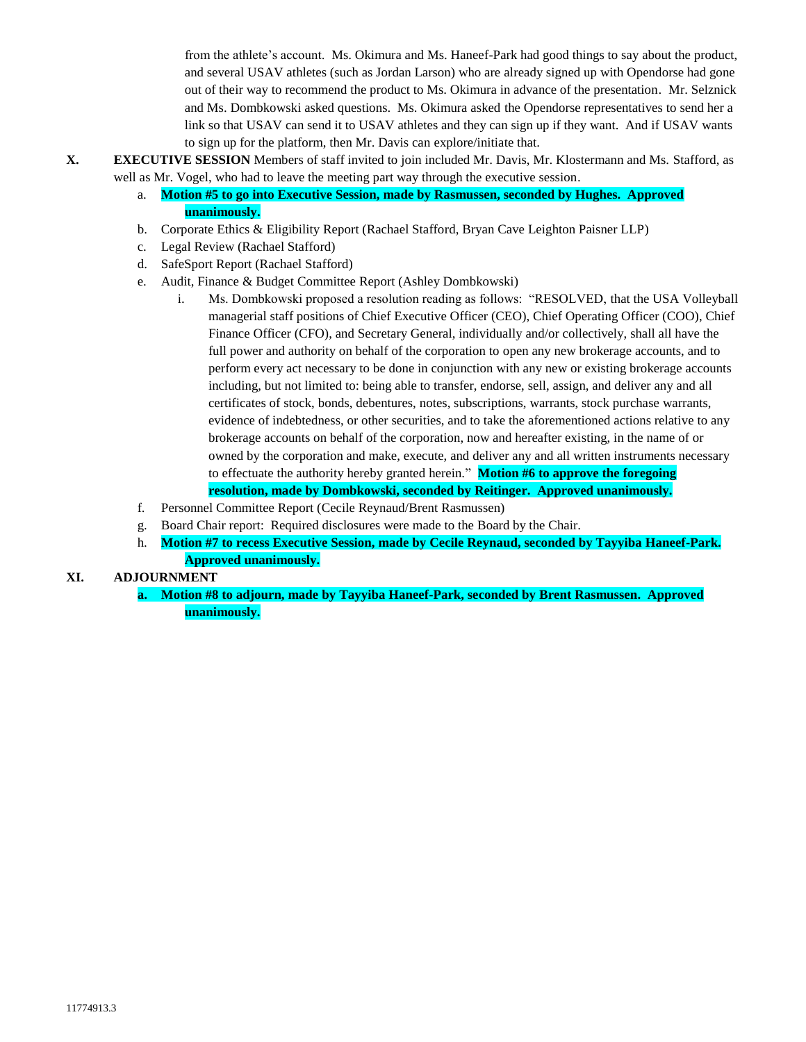from the athlete's account. Ms. Okimura and Ms. Haneef-Park had good things to say about the product, and several USAV athletes (such as Jordan Larson) who are already signed up with Opendorse had gone out of their way to recommend the product to Ms. Okimura in advance of the presentation. Mr. Selznick and Ms. Dombkowski asked questions. Ms. Okimura asked the Opendorse representatives to send her a link so that USAV can send it to USAV athletes and they can sign up if they want. And if USAV wants to sign up for the platform, then Mr. Davis can explore/initiate that.

**X. EXECUTIVE SESSION** Members of staff invited to join included Mr. Davis, Mr. Klostermann and Ms. Stafford, as well as Mr. Vogel, who had to leave the meeting part way through the executive session.

a. **Motion #5 to go into Executive Session, made by Rasmussen, seconded by Hughes. Approved unanimously.**

b. Corporate Ethics & Eligibility Report (Rachael Stafford, Bryan Cave Leighton Paisner LLP)

c. Legal Review (Rachael Stafford)

d. SafeSport Report (Rachael Stafford)

e. Audit, Finance & Budget Committee Report (Ashley Dombkowski)

   i. Ms. Dombkowski proposed a resolution reading as follows: "RESOLVED, that the USA Volleyball managerial staff positions of Chief Executive Officer (CEO), Chief Operating Officer (COO), Chief Finance Officer (CFO), and Secretary General, individually and/or collectively, shall all have the full power and authority on behalf of the corporation to open any new brokerage accounts, and to perform every act necessary to be done in conjunction with any new or existing brokerage accounts including, but not limited to: being able to transfer, endorse, sell, assign, and deliver any and all certificates of stock, bonds, debentures, notes, subscriptions, warrants, stock purchase warrants, evidence of indebtedness, or other securities, and to take the aforementioned actions relative to any brokerage accounts on behalf of the corporation, now and hereafter existing, in the name of or owned by the corporation and make, execute, and deliver any and all written instruments necessary to effectuate the authority hereby granted herein." **Motion #6 to approve the foregoing resolution, made by Dombkowski, seconded by Reitinger. Approved unanimously.**

f. Personnel Committee Report (Cecile Reynaud/Brent Rasmussen)

g. Board Chair report: Required disclosures were made to the Board by the Chair.

h. **Motion #7 to recess Executive Session, made by Cecile Reynaud, seconded by Tayyiba Haneef-Park. Approved unanimously.**

**XI. ADJOURNMENT**

**a. Motion #8 to adjourn, made by Tayyiba Haneef-Park, seconded by Brent Rasmussen. Approved unanimously.**

11774913.3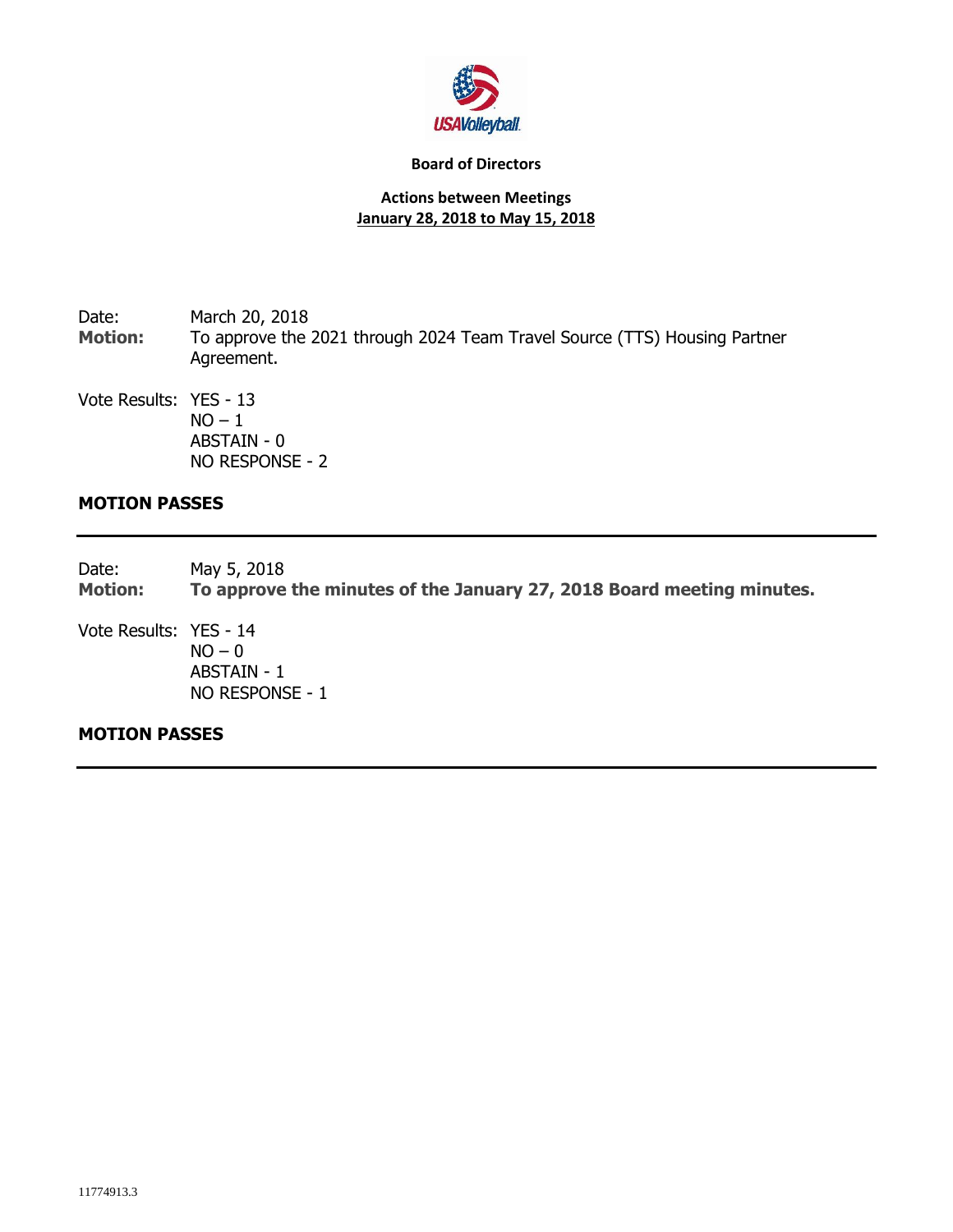**Board of Directors**

**Actions between Meetings**
**January 28, 2018 to May 15, 2018**

Date: March 20, 2018
**Motion:** To approve the 2021 through 2024 Team Travel Source (TTS) Housing Partner Agreement.

Vote Results: YES - 13
NO – 1
ABSTAIN - 0
NO RESPONSE - 2

**MOTION PASSES**

---

Date: May 5, 2018
**Motion:** **To approve the minutes of the January 27, 2018 Board meeting minutes.**

Vote Results: YES - 14
NO – 0
ABSTAIN - 1
NO RESPONSE - 1

**MOTION PASSES**

---

11774913.3